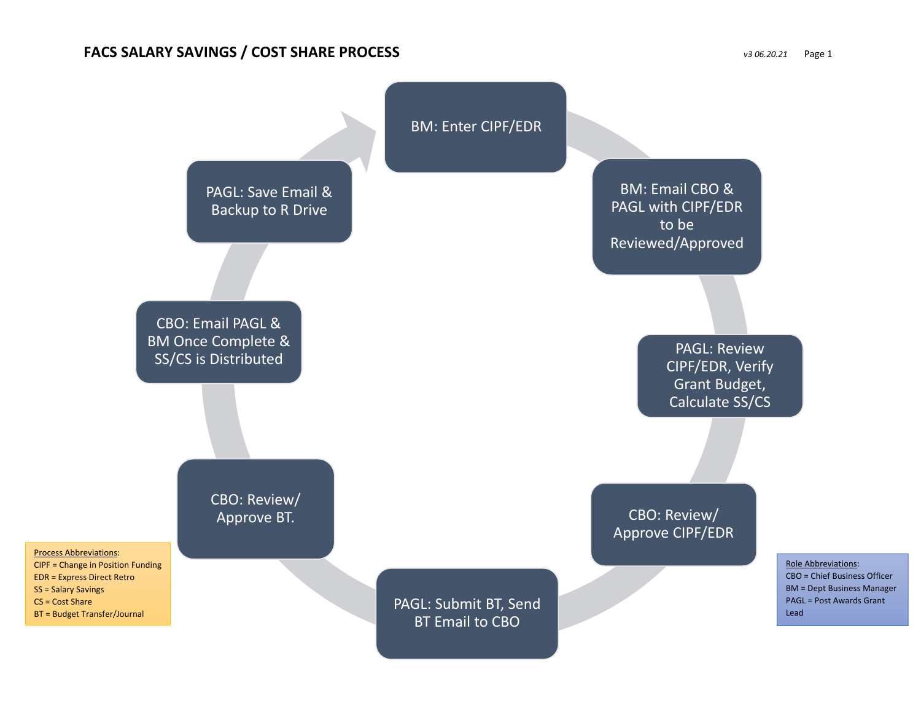## FACS SALARY SAVINGS / COST SHARE PROCESS

*v3 06.20.21*

1. BM: Enter CIPF/EDR
2. BM: Email CBO & PAGL with CIPF/EDR to be Reviewed/Approved
3. PAGL: Review CIPF/EDR, Verify Grant Budget, Calculate SS/CS
4. CBO: Review/ Approve CIPF/EDR
5. PAGL: Submit BT, Send BT Email to CBO
6. CBO: Review/ Approve BT.
7. CBO: Email PAGL & BM Once Complete & SS/CS is Distributed
8. PAGL: Save Email & Backup to R Drive

<u>Process Abbreviations</u>:
CIPF = Change in Position Funding
EDR = Express Direct Retro
SS = Salary Savings
CS = Cost Share
BT = Budget Transfer/Journal

<u>Role Abbreviations</u>:
CBO = Chief Business Officer
BM = Dept Business Manager
PAGL = Post Awards Grant Lead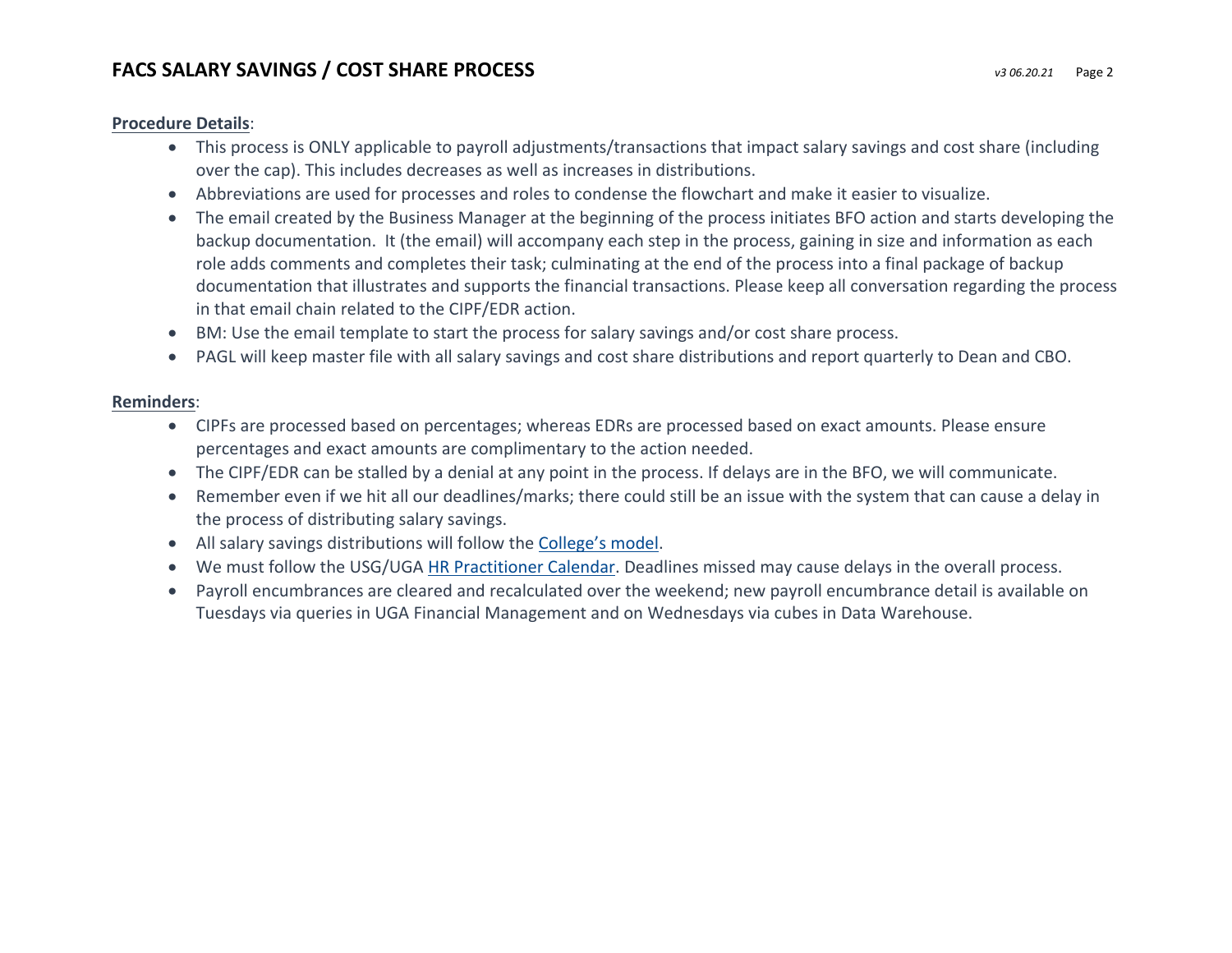**Procedure Details**:

- This process is ONLY applicable to payroll adjustments/transactions that impact salary savings and cost share (including over the cap). This includes decreases as well as increases in distributions.
- Abbreviations are used for processes and roles to condense the flowchart and make it easier to visualize.
- The email created by the Business Manager at the beginning of the process initiates BFO action and starts developing the backup documentation. It (the email) will accompany each step in the process, gaining in size and information as each role adds comments and completes their task; culminating at the end of the process into a final package of backup documentation that illustrates and supports the financial transactions. Please keep all conversation regarding the process in that email chain related to the CIPF/EDR action.
- BM: Use the email template to start the process for salary savings and/or cost share process.
- PAGL will keep master file with all salary savings and cost share distributions and report quarterly to Dean and CBO.

**Reminders**:

- CIPFs are processed based on percentages; whereas EDRs are processed based on exact amounts. Please ensure percentages and exact amounts are complimentary to the action needed.
- The CIPF/EDR can be stalled by a denial at any point in the process. If delays are in the BFO, we will communicate.
- Remember even if we hit all our deadlines/marks; there could still be an issue with the system that can cause a delay in the process of distributing salary savings.
- All salary savings distributions will follow the College's model.
- We must follow the USG/UGA HR Practitioner Calendar. Deadlines missed may cause delays in the overall process.
- Payroll encumbrances are cleared and recalculated over the weekend; new payroll encumbrance detail is available on Tuesdays via queries in UGA Financial Management and on Wednesdays via cubes in Data Warehouse.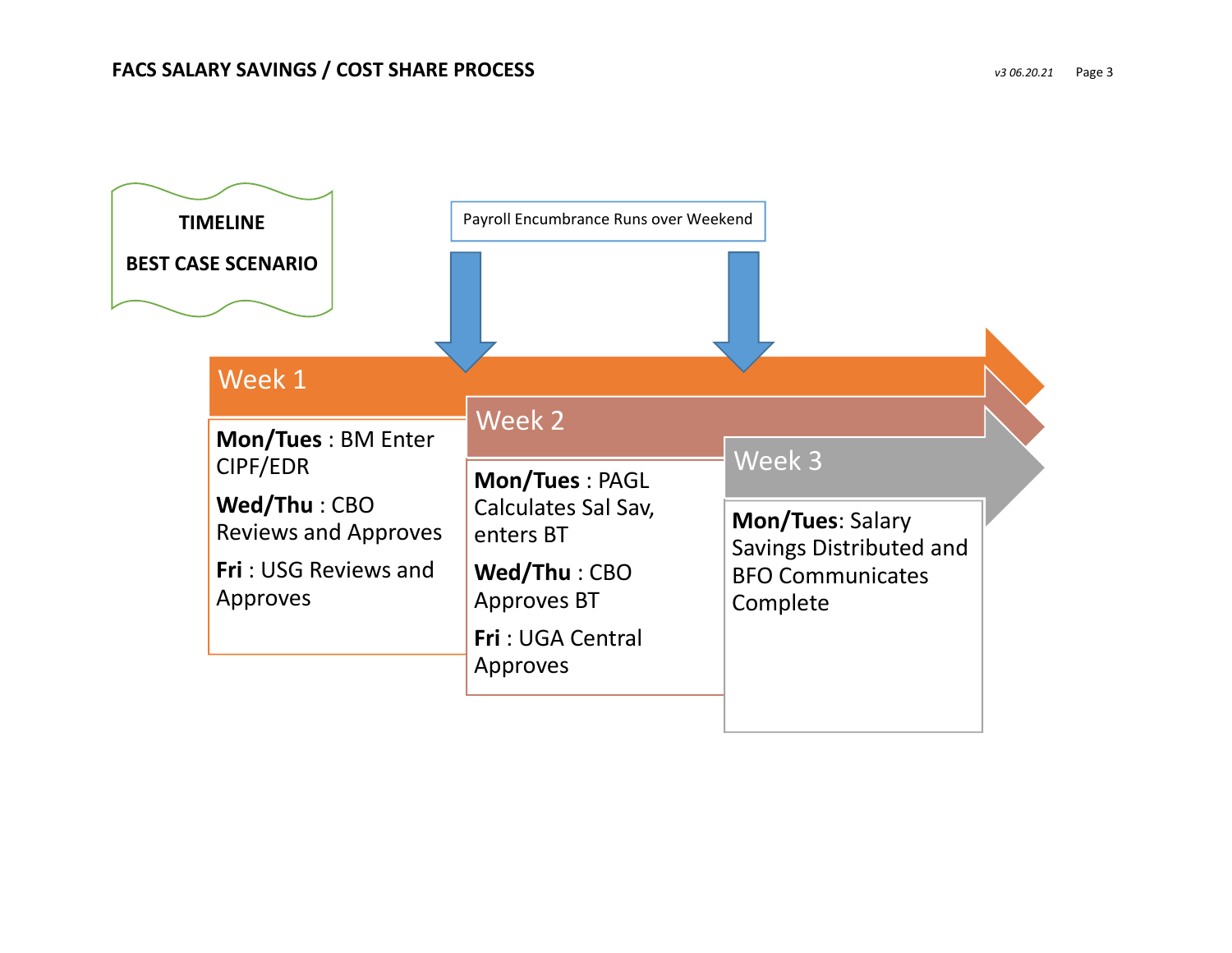# FACS SALARY SAVINGS / COST SHARE PROCESS

v3 06.20.21

**TIMELINE**

**BEST CASE SCENARIO**

Payroll Encumbrance Runs over Weekend

## Week 1

**Mon/Tues** : BM Enter CIPF/EDR

**Wed/Thu** : CBO Reviews and Approves

**Fri** : USG Reviews and Approves

## Week 2

**Mon/Tues** : PAGL Calculates Sal Sav, enters BT

**Wed/Thu** : CBO Approves BT

**Fri** : UGA Central Approves

## Week 3

**Mon/Tues**: Salary Savings Distributed and BFO Communicates Complete